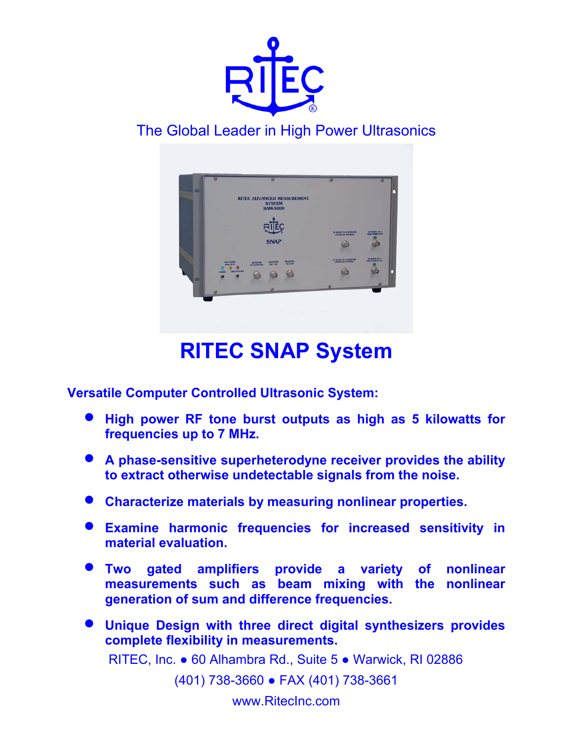RITEC®

The Global Leader in High Power Ultrasonics

# RITEC SNAP System

**Versatile Computer Controlled Ultrasonic System:**

- **High power RF tone burst outputs as high as 5 kilowatts for frequencies up to 7 MHz.**
- **A phase-sensitive superheterodyne receiver provides the ability to extract otherwise undetectable signals from the noise.**
- **Characterize materials by measuring nonlinear properties.**
- **Examine harmonic frequencies for increased sensitivity in material evaluation.**
- **Two gated amplifiers provide a variety of nonlinear measurements such as beam mixing with the nonlinear generation of sum and difference frequencies.**
- **Unique Design with three direct digital synthesizers provides complete flexibility in measurements.**

RITEC, Inc. ● 60 Alhambra Rd., Suite 5 ● Warwick, RI 02886

(401) 738-3660 ● FAX (401) 738-3661

www.RitecInc.com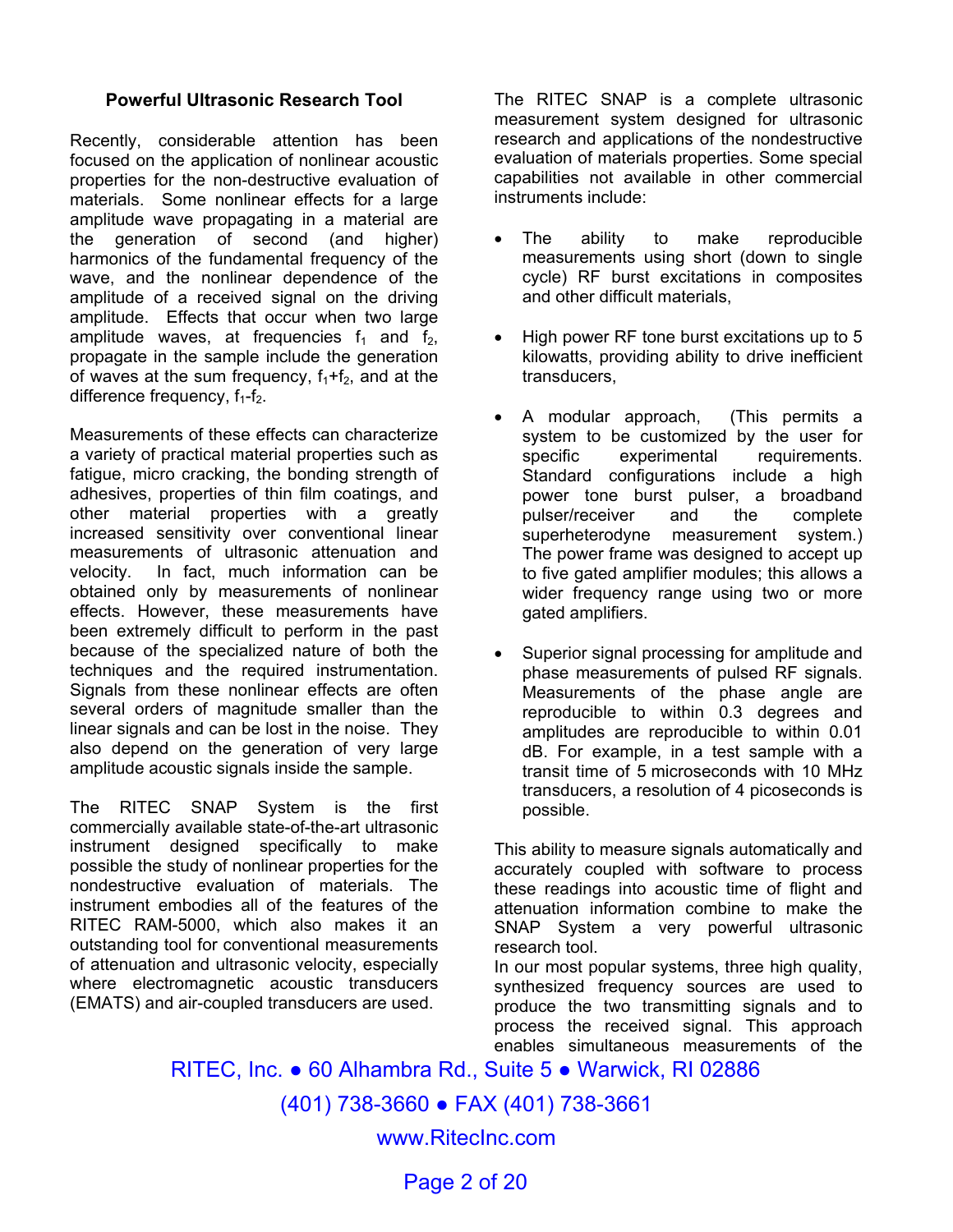## Powerful Ultrasonic Research Tool

Recently, considerable attention has been focused on the application of nonlinear acoustic properties for the non-destructive evaluation of materials. Some nonlinear effects for a large amplitude wave propagating in a material are the generation of second (and higher) harmonics of the fundamental frequency of the wave, and the nonlinear dependence of the amplitude of a received signal on the driving amplitude. Effects that occur when two large amplitude waves, at frequencies $f_1$ and $f_2$, propagate in the sample include the generation of waves at the sum frequency, $f_1+f_2$, and at the difference frequency, $f_1-f_2$.

Measurements of these effects can characterize a variety of practical material properties such as fatigue, micro cracking, the bonding strength of adhesives, properties of thin film coatings, and other material properties with a greatly increased sensitivity over conventional linear measurements of ultrasonic attenuation and velocity. In fact, much information can be obtained only by measurements of nonlinear effects. However, these measurements have been extremely difficult to perform in the past because of the specialized nature of both the techniques and the required instrumentation. Signals from these nonlinear effects are often several orders of magnitude smaller than the linear signals and can be lost in the noise. They also depend on the generation of very large amplitude acoustic signals inside the sample.

The RITEC SNAP System is the first commercially available state-of-the-art ultrasonic instrument designed specifically to make possible the study of nonlinear properties for the nondestructive evaluation of materials. The instrument embodies all of the features of the RITEC RAM-5000, which also makes it an outstanding tool for conventional measurements of attenuation and ultrasonic velocity, especially where electromagnetic acoustic transducers (EMATS) and air-coupled transducers are used.

The RITEC SNAP is a complete ultrasonic measurement system designed for ultrasonic research and applications of the nondestructive evaluation of materials properties. Some special capabilities not available in other commercial instruments include:

- The ability to make reproducible measurements using short (down to single cycle) RF burst excitations in composites and other difficult materials,
- High power RF tone burst excitations up to 5 kilowatts, providing ability to drive inefficient transducers,
- A modular approach, (This permits a system to be customized by the user for specific experimental requirements. Standard configurations include a high power tone burst pulser, a broadband pulser/receiver and the complete superheterodyne measurement system.) The power frame was designed to accept up to five gated amplifier modules; this allows a wider frequency range using two or more gated amplifiers.
- Superior signal processing for amplitude and phase measurements of pulsed RF signals. Measurements of the phase angle are reproducible to within 0.3 degrees and amplitudes are reproducible to within 0.01 dB. For example, in a test sample with a transit time of 5 microseconds with 10 MHz transducers, a resolution of 4 picoseconds is possible.

This ability to measure signals automatically and accurately coupled with software to process these readings into acoustic time of flight and attenuation information combine to make the SNAP System a very powerful ultrasonic research tool.

In our most popular systems, three high quality, synthesized frequency sources are used to produce the two transmitting signals and to process the received signal. This approach enables simultaneous measurements of the

RITEC, Inc. ● 60 Alhambra Rd., Suite 5 ● Warwick, RI 02886

(401) 738-3660 ● FAX (401) 738-3661

www.RitecInc.com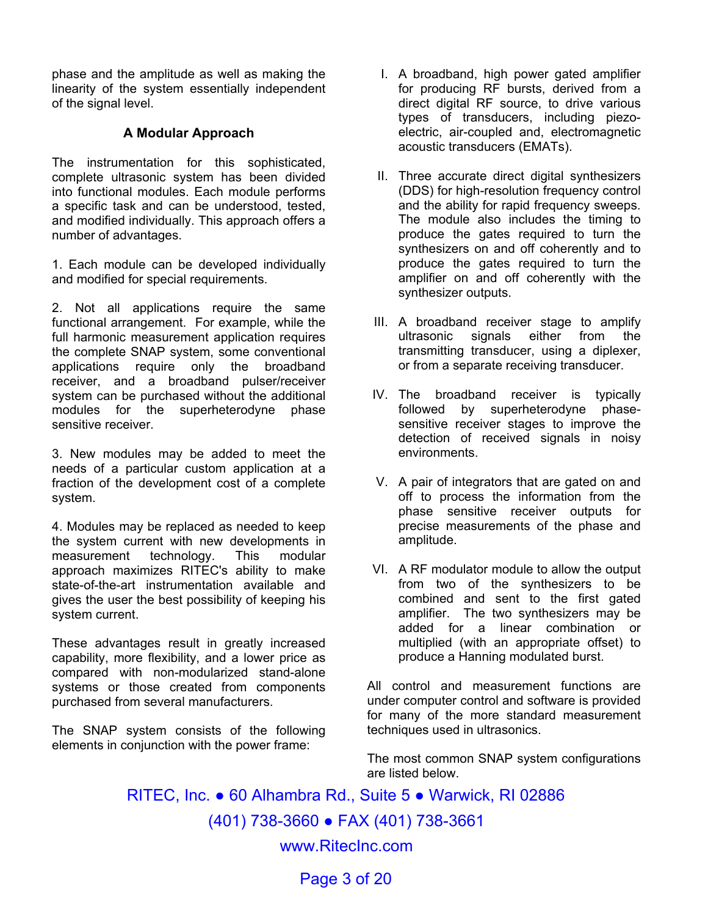phase and the amplitude as well as making the linearity of the system essentially independent of the signal level.

## A Modular Approach

The instrumentation for this sophisticated, complete ultrasonic system has been divided into functional modules. Each module performs a specific task and can be understood, tested, and modified individually. This approach offers a number of advantages.

1. Each module can be developed individually and modified for special requirements.

2. Not all applications require the same functional arrangement. For example, while the full harmonic measurement application requires the complete SNAP system, some conventional applications require only the broadband receiver, and a broadband pulser/receiver system can be purchased without the additional modules for the superheterodyne phase sensitive receiver.

3. New modules may be added to meet the needs of a particular custom application at a fraction of the development cost of a complete system.

4. Modules may be replaced as needed to keep the system current with new developments in measurement technology. This modular approach maximizes RITEC's ability to make state-of-the-art instrumentation available and gives the user the best possibility of keeping his system current.

These advantages result in greatly increased capability, more flexibility, and a lower price as compared with non-modularized stand-alone systems or those created from components purchased from several manufacturers.

The SNAP system consists of the following elements in conjunction with the power frame:

I. A broadband, high power gated amplifier for producing RF bursts, derived from a direct digital RF source, to drive various types of transducers, including piezo-electric, air-coupled and, electromagnetic acoustic transducers (EMATs).

II. Three accurate direct digital synthesizers (DDS) for high-resolution frequency control and the ability for rapid frequency sweeps. The module also includes the timing to produce the gates required to turn the synthesizers on and off coherently and to produce the gates required to turn the amplifier on and off coherently with the synthesizer outputs.

III. A broadband receiver stage to amplify ultrasonic signals either from the transmitting transducer, using a diplexer, or from a separate receiving transducer.

IV. The broadband receiver is typically followed by superheterodyne phase-sensitive receiver stages to improve the detection of received signals in noisy environments.

V. A pair of integrators that are gated on and off to process the information from the phase sensitive receiver outputs for precise measurements of the phase and amplitude.

VI. A RF modulator module to allow the output from two of the synthesizers to be combined and sent to the first gated amplifier. The two synthesizers may be added for a linear combination or multiplied (with an appropriate offset) to produce a Hanning modulated burst.

All control and measurement functions are under computer control and software is provided for many of the more standard measurement techniques used in ultrasonics.

The most common SNAP system configurations are listed below.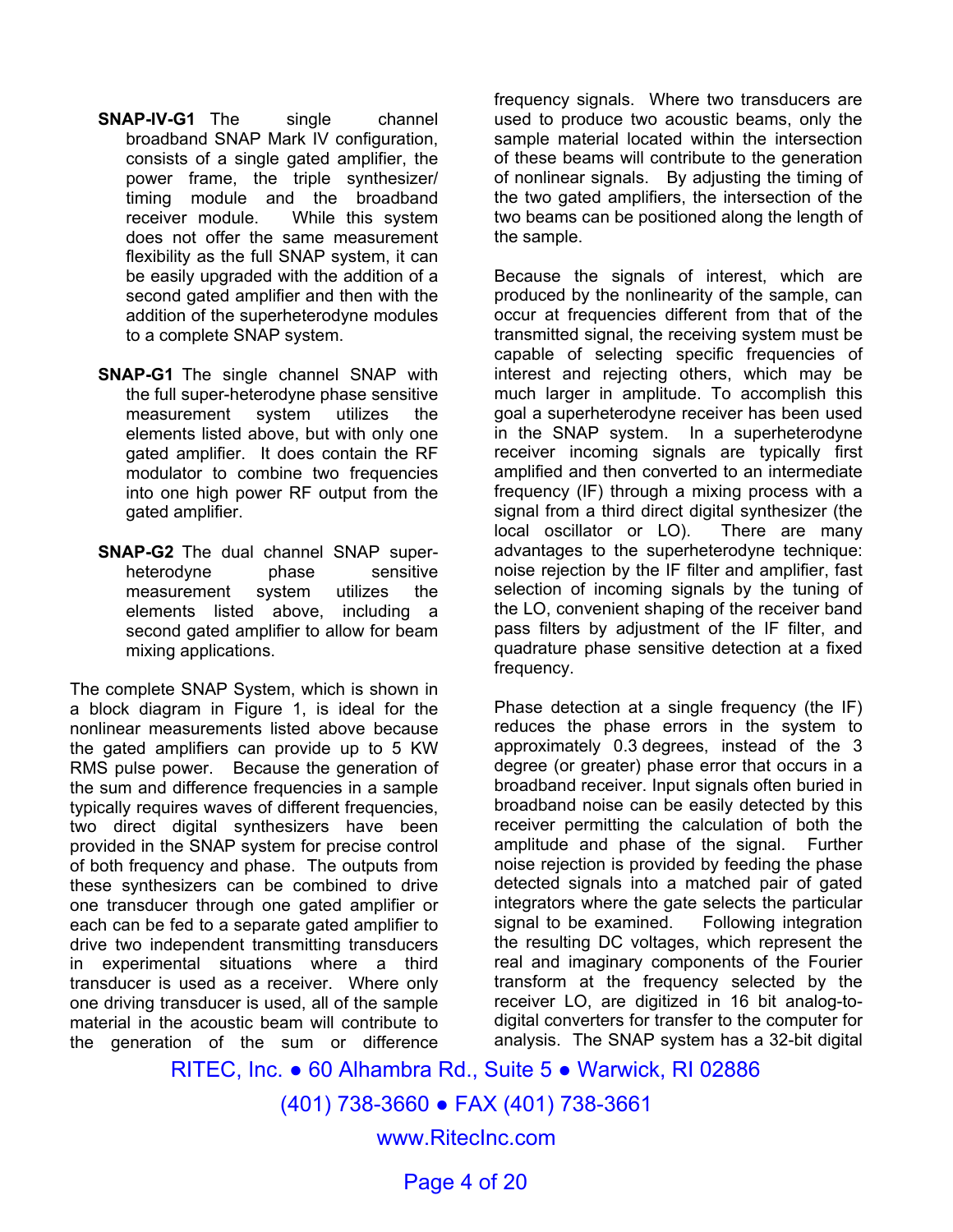**SNAP-IV-G1** The single channel broadband SNAP Mark IV configuration, consists of a single gated amplifier, the power frame, the triple synthesizer/ timing module and the broadband receiver module. While this system does not offer the same measurement flexibility as the full SNAP system, it can be easily upgraded with the addition of a second gated amplifier and then with the addition of the superheterodyne modules to a complete SNAP system.

**SNAP-G1** The single channel SNAP with the full super-heterodyne phase sensitive measurement system utilizes the elements listed above, but with only one gated amplifier. It does contain the RF modulator to combine two frequencies into one high power RF output from the gated amplifier.

**SNAP-G2** The dual channel SNAP super-heterodyne phase sensitive measurement system utilizes the elements listed above, including a second gated amplifier to allow for beam mixing applications.

The complete SNAP System, which is shown in a block diagram in Figure 1, is ideal for the nonlinear measurements listed above because the gated amplifiers can provide up to 5 KW RMS pulse power. Because the generation of the sum and difference frequencies in a sample typically requires waves of different frequencies, two direct digital synthesizers have been provided in the SNAP system for precise control of both frequency and phase. The outputs from these synthesizers can be combined to drive one transducer through one gated amplifier or each can be fed to a separate gated amplifier to drive two independent transmitting transducers in experimental situations where a third transducer is used as a receiver. Where only one driving transducer is used, all of the sample material in the acoustic beam will contribute to the generation of the sum or difference frequency signals. Where two transducers are used to produce two acoustic beams, only the sample material located within the intersection of these beams will contribute to the generation of nonlinear signals. By adjusting the timing of the two gated amplifiers, the intersection of the two beams can be positioned along the length of the sample.

Because the signals of interest, which are produced by the nonlinearity of the sample, can occur at frequencies different from that of the transmitted signal, the receiving system must be capable of selecting specific frequencies of interest and rejecting others, which may be much larger in amplitude. To accomplish this goal a superheterodyne receiver has been used in the SNAP system. In a superheterodyne receiver incoming signals are typically first amplified and then converted to an intermediate frequency (IF) through a mixing process with a signal from a third direct digital synthesizer (the local oscillator or LO). There are many advantages to the superheterodyne technique: noise rejection by the IF filter and amplifier, fast selection of incoming signals by the tuning of the LO, convenient shaping of the receiver band pass filters by adjustment of the IF filter, and quadrature phase sensitive detection at a fixed frequency.

Phase detection at a single frequency (the IF) reduces the phase errors in the system to approximately 0.3 degrees, instead of the 3 degree (or greater) phase error that occurs in a broadband receiver. Input signals often buried in broadband noise can be easily detected by this receiver permitting the calculation of both the amplitude and phase of the signal. Further noise rejection is provided by feeding the phase detected signals into a matched pair of gated integrators where the gate selects the particular signal to be examined. Following integration the resulting DC voltages, which represent the real and imaginary components of the Fourier transform at the frequency selected by the receiver LO, are digitized in 16 bit analog-to-digital converters for transfer to the computer for analysis. The SNAP system has a 32-bit digital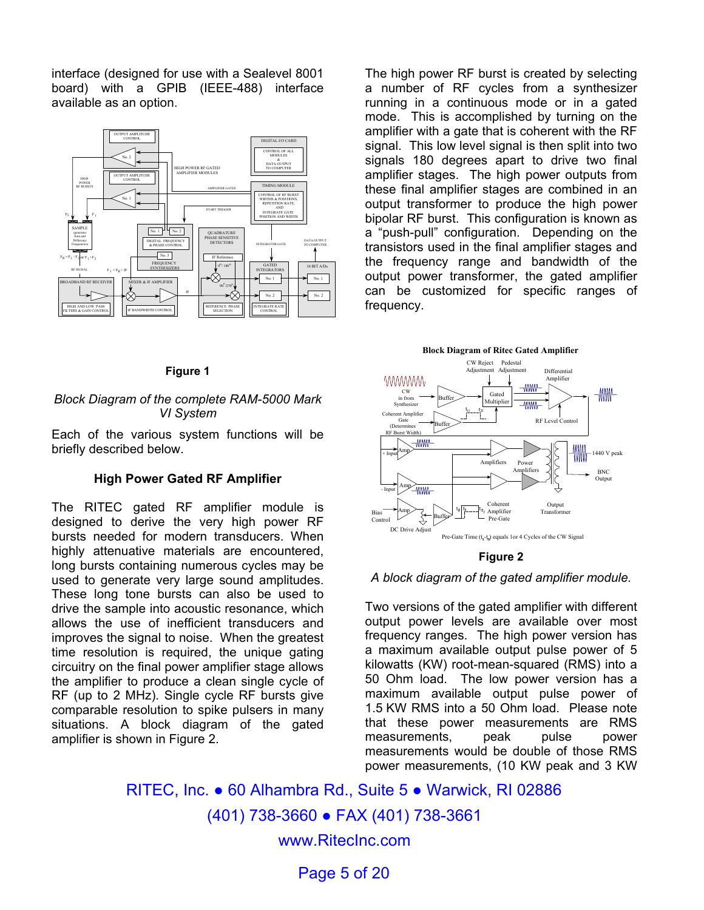interface (designed for use with a Sealevel 8001 board) with a GPIB (IEEE-488) interface available as an option.

**Figure 1**

*Block Diagram of the complete RAM-5000 Mark VI System*

Each of the various system functions will be briefly described below.

### High Power Gated RF Amplifier

The RITEC gated RF amplifier module is designed to derive the very high power RF bursts needed for modern transducers. When highly attenuative materials are encountered, long bursts containing numerous cycles may be used to generate very large sound amplitudes. These long tone bursts can also be used to drive the sample into acoustic resonance, which allows the use of inefficient transducers and improves the signal to noise. When the greatest time resolution is required, the unique gating circuitry on the final power amplifier stage allows the amplifier to produce a clean single cycle of RF (up to 2 MHz). Single cycle RF bursts give comparable resolution to spike pulsers in many situations. A block diagram of the gated amplifier is shown in Figure 2.

The high power RF burst is created by selecting a number of RF cycles from a synthesizer running in a continuous mode or in a gated mode. This is accomplished by turning on the amplifier with a gate that is coherent with the RF signal. This low level signal is then split into two signals 180 degrees apart to drive two final amplifier stages. The high power outputs from these final amplifier stages are combined in an output transformer to produce the high power bipolar RF burst. This configuration is known as a "push-pull" configuration. Depending on the transistors used in the final amplifier stages and the frequency range and bandwidth of the output power transformer, the gated amplifier can be customized for specific ranges of frequency.

**Block Diagram of Ritec Gated Amplifier**

**Figure 2**

*A block diagram of the gated amplifier module.*

Two versions of the gated amplifier with different output power levels are available over most frequency ranges. The high power version has a maximum available output pulse power of 5 kilowatts (KW) root-mean-squared (RMS) into a 50 Ohm load. The low power version has a maximum available output pulse power of 1.5 KW RMS into a 50 Ohm load. Please note that these power measurements are RMS measurements, peak pulse power measurements would be double of those RMS power measurements, (10 KW peak and 3 KW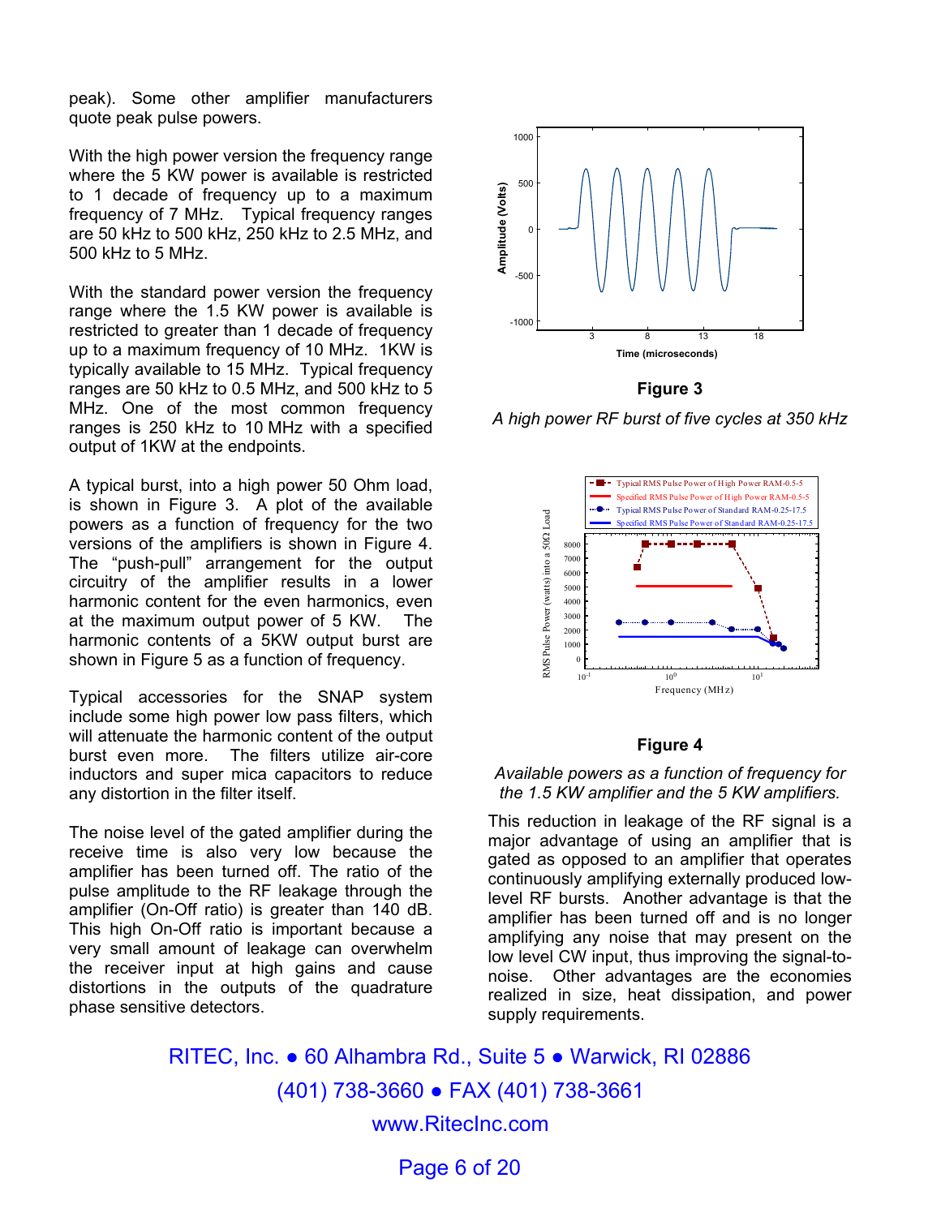peak). Some other amplifier manufacturers quote peak pulse powers.

With the high power version the frequency range where the 5 KW power is available is restricted to 1 decade of frequency up to a maximum frequency of 7 MHz. Typical frequency ranges are 50 kHz to 500 kHz, 250 kHz to 2.5 MHz, and 500 kHz to 5 MHz.

With the standard power version the frequency range where the 1.5 KW power is available is restricted to greater than 1 decade of frequency up to a maximum frequency of 10 MHz. 1KW is typically available to 15 MHz. Typical frequency ranges are 50 kHz to 0.5 MHz, and 500 kHz to 5 MHz. One of the most common frequency ranges is 250 kHz to 10 MHz with a specified output of 1KW at the endpoints.

A typical burst, into a high power 50 Ohm load, is shown in Figure 3. A plot of the available powers as a function of frequency for the two versions of the amplifiers is shown in Figure 4. The "push-pull" arrangement for the output circuitry of the amplifier results in a lower harmonic content for the even harmonics, even at the maximum output power of 5 KW. The harmonic contents of a 5KW output burst are shown in Figure 5 as a function of frequency.

Typical accessories for the SNAP system include some high power low pass filters, which will attenuate the harmonic content of the output burst even more. The filters utilize air-core inductors and super mica capacitors to reduce any distortion in the filter itself.

The noise level of the gated amplifier during the receive time is also very low because the amplifier has been turned off. The ratio of the pulse amplitude to the RF leakage through the amplifier (On-Off ratio) is greater than 140 dB. This high On-Off ratio is important because a very small amount of leakage can overwhelm the receiver input at high gains and cause distortions in the outputs of the quadrature phase sensitive detectors.

**Figure 3**

*A high power RF burst of five cycles at 350 kHz*

**Figure 4**

*Available powers as a function of frequency for the 1.5 KW amplifier and the 5 KW amplifiers.*

This reduction in leakage of the RF signal is a major advantage of using an amplifier that is gated as opposed to an amplifier that operates continuously amplifying externally produced low-level RF bursts. Another advantage is that the amplifier has been turned off and is no longer amplifying any noise that may present on the low level CW input, thus improving the signal-to-noise. Other advantages are the economies realized in size, heat dissipation, and power supply requirements.

RITEC, Inc. ● 60 Alhambra Rd., Suite 5 ● Warwick, RI 02886
(401) 738-3660 ● FAX (401) 738-3661
www.RitecInc.com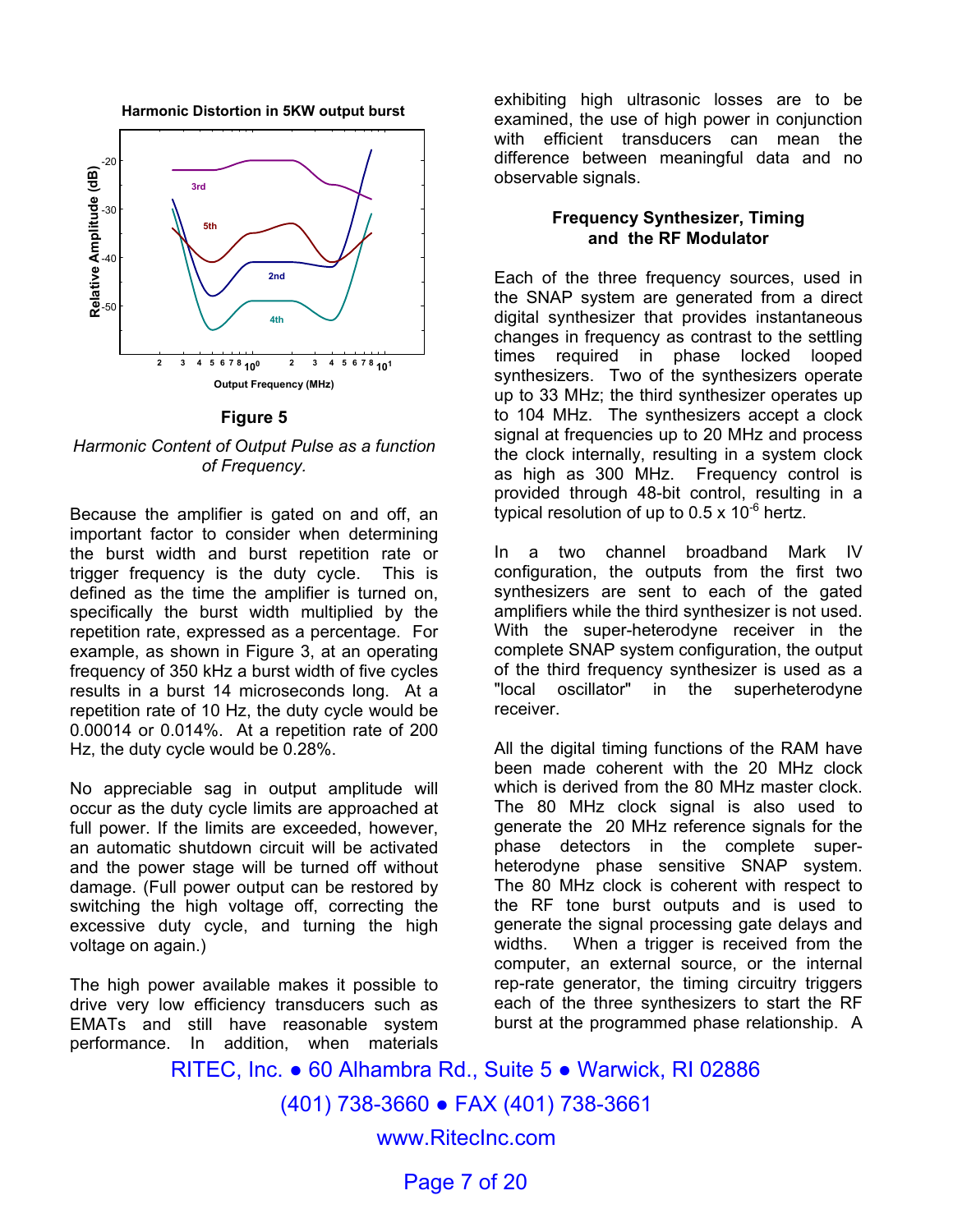Harmonic Distortion in 5KW output burst

**Figure 5**

*Harmonic Content of Output Pulse as a function of Frequency.*

Because the amplifier is gated on and off, an important factor to consider when determining the burst width and burst repetition rate or trigger frequency is the duty cycle. This is defined as the time the amplifier is turned on, specifically the burst width multiplied by the repetition rate, expressed as a percentage. For example, as shown in Figure 3, at an operating frequency of 350 kHz a burst width of five cycles results in a burst 14 microseconds long. At a repetition rate of 10 Hz, the duty cycle would be 0.00014 or 0.014%. At a repetition rate of 200 Hz, the duty cycle would be 0.28%.

No appreciable sag in output amplitude will occur as the duty cycle limits are approached at full power. If the limits are exceeded, however, an automatic shutdown circuit will be activated and the power stage will be turned off without damage. (Full power output can be restored by switching the high voltage off, correcting the excessive duty cycle, and turning the high voltage on again.)

The high power available makes it possible to drive very low efficiency transducers such as EMATs and still have reasonable system performance. In addition, when materials exhibiting high ultrasonic losses are to be examined, the use of high power in conjunction with efficient transducers can mean the difference between meaningful data and no observable signals.

## Frequency Synthesizer, Timing and the RF Modulator

Each of the three frequency sources, used in the SNAP system are generated from a direct digital synthesizer that provides instantaneous changes in frequency as contrast to the settling times required in phase locked looped synthesizers. Two of the synthesizers operate up to 33 MHz; the third synthesizer operates up to 104 MHz. The synthesizers accept a clock signal at frequencies up to 20 MHz and process the clock internally, resulting in a system clock as high as 300 MHz. Frequency control is provided through 48-bit control, resulting in a typical resolution of up to $0.5 \times 10^{-6}$ hertz.

In a two channel broadband Mark IV configuration, the outputs from the first two synthesizers are sent to each of the gated amplifiers while the third synthesizer is not used. With the super-heterodyne receiver in the complete SNAP system configuration, the output of the third frequency synthesizer is used as a "local oscillator" in the superheterodyne receiver.

All the digital timing functions of the RAM have been made coherent with the 20 MHz clock which is derived from the 80 MHz master clock. The 80 MHz clock signal is also used to generate the 20 MHz reference signals for the phase detectors in the complete super-heterodyne phase sensitive SNAP system. The 80 MHz clock is coherent with respect to the RF tone burst outputs and is used to generate the signal processing gate delays and widths. When a trigger is received from the computer, an external source, or the internal rep-rate generator, the timing circuitry triggers each of the three synthesizers to start the RF burst at the programmed phase relationship. A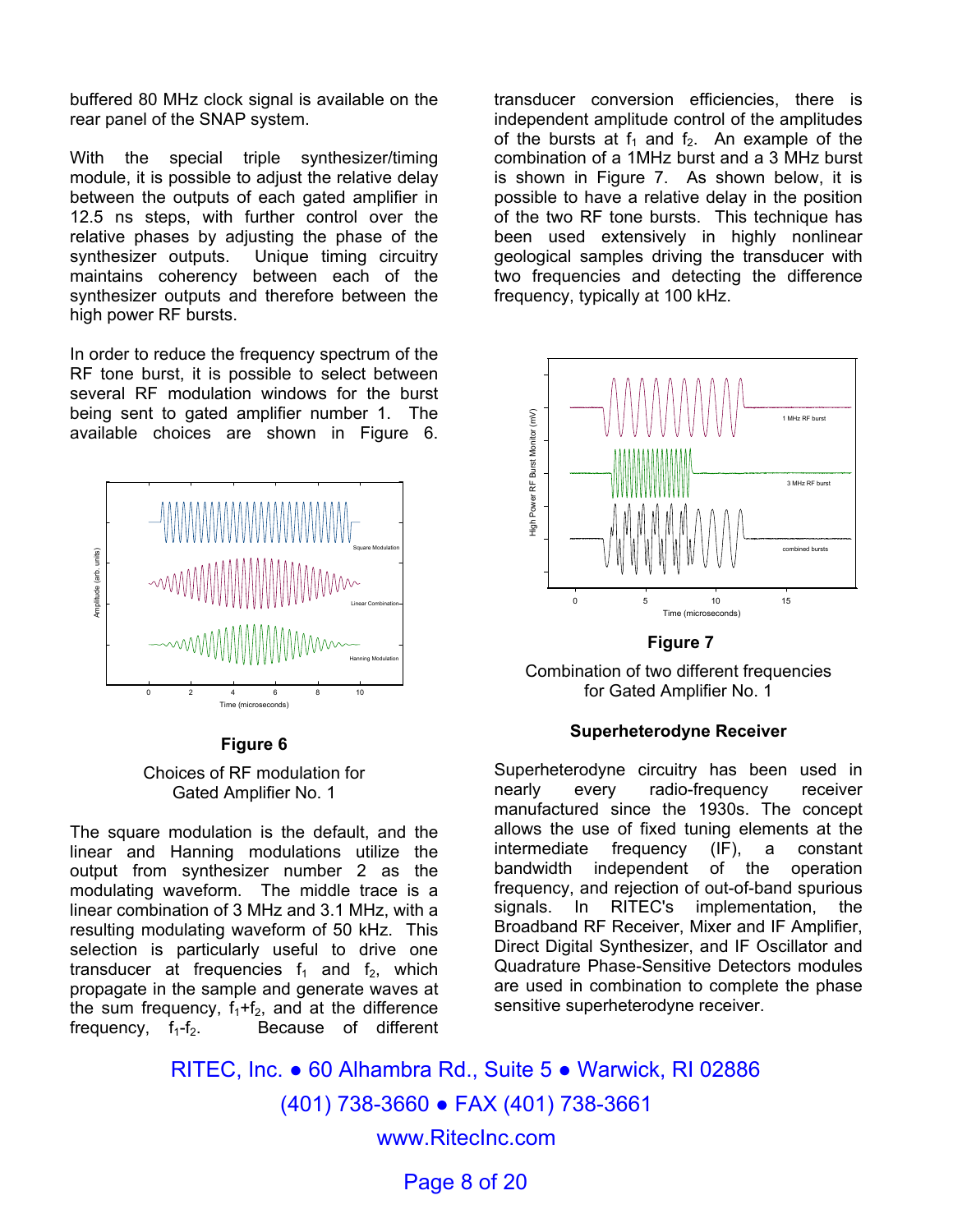buffered 80 MHz clock signal is available on the rear panel of the SNAP system.

With the special triple synthesizer/timing module, it is possible to adjust the relative delay between the outputs of each gated amplifier in 12.5 ns steps, with further control over the relative phases by adjusting the phase of the synthesizer outputs. Unique timing circuitry maintains coherency between each of the synthesizer outputs and therefore between the high power RF bursts.

In order to reduce the frequency spectrum of the RF tone burst, it is possible to select between several RF modulation windows for the burst being sent to gated amplifier number 1. The available choices are shown in Figure 6.

**Figure 6**

Choices of RF modulation for Gated Amplifier No. 1

The square modulation is the default, and the linear and Hanning modulations utilize the output from synthesizer number 2 as the modulating waveform. The middle trace is a linear combination of 3 MHz and 3.1 MHz, with a resulting modulating waveform of 50 kHz. This selection is particularly useful to drive one transducer at frequencies $f_1$ and $f_2$, which propagate in the sample and generate waves at the sum frequency, $f_1$+$f_2$, and at the difference frequency, $f_1$-$f_2$. Because of different transducer conversion efficiencies, there is independent amplitude control of the amplitudes of the bursts at $f_1$ and $f_2$. An example of the combination of a 1MHz burst and a 3 MHz burst is shown in Figure 7. As shown below, it is possible to have a relative delay in the position of the two RF tone bursts. This technique has been used extensively in highly nonlinear geological samples driving the transducer with two frequencies and detecting the difference frequency, typically at 100 kHz.

**Figure 7**

Combination of two different frequencies for Gated Amplifier No. 1

### Superheterodyne Receiver

Superheterodyne circuitry has been used in nearly every radio-frequency receiver manufactured since the 1930s. The concept allows the use of fixed tuning elements at the intermediate frequency (IF), a constant bandwidth independent of the operation frequency, and rejection of out-of-band spurious signals. In RITEC's implementation, the Broadband RF Receiver, Mixer and IF Amplifier, Direct Digital Synthesizer, and IF Oscillator and Quadrature Phase-Sensitive Detectors modules are used in combination to complete the phase sensitive superheterodyne receiver.

RITEC, Inc. ● 60 Alhambra Rd., Suite 5 ● Warwick, RI 02886
(401) 738-3660 ● FAX (401) 738-3661
www.RitecInc.com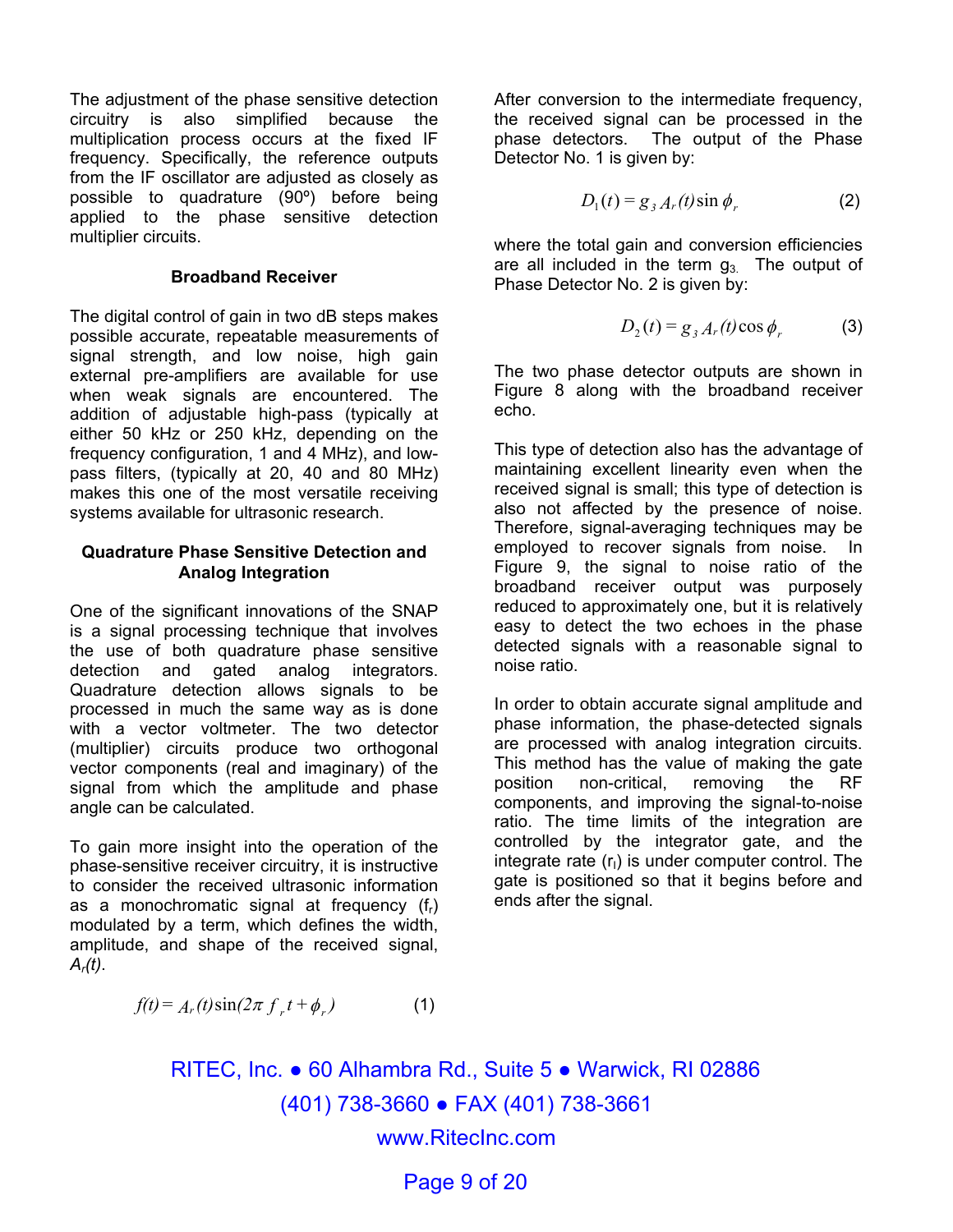The adjustment of the phase sensitive detection circuitry is also simplified because the multiplication process occurs at the fixed IF frequency. Specifically, the reference outputs from the IF oscillator are adjusted as closely as possible to quadrature (90º) before being applied to the phase sensitive detection multiplier circuits.

### Broadband Receiver

The digital control of gain in two dB steps makes possible accurate, repeatable measurements of signal strength, and low noise, high gain external pre-amplifiers are available for use when weak signals are encountered. The addition of adjustable high-pass (typically at either 50 kHz or 250 kHz, depending on the frequency configuration, 1 and 4 MHz), and low-pass filters, (typically at 20, 40 and 80 MHz) makes this one of the most versatile receiving systems available for ultrasonic research.

### Quadrature Phase Sensitive Detection and Analog Integration

One of the significant innovations of the SNAP is a signal processing technique that involves the use of both quadrature phase sensitive detection and gated analog integrators. Quadrature detection allows signals to be processed in much the same way as is done with a vector voltmeter. The two detector (multiplier) circuits produce two orthogonal vector components (real and imaginary) of the signal from which the amplitude and phase angle can be calculated.

To gain more insight into the operation of the phase-sensitive receiver circuitry, it is instructive to consider the received ultrasonic information as a monochromatic signal at frequency ($f_r$) modulated by a term, which defines the width, amplitude, and shape of the received signal, $A_r(t)$.

$$f(t) = A_r(t)\sin(2\pi f_r t + \phi_r) \qquad (1)$$

After conversion to the intermediate frequency, the received signal can be processed in the phase detectors. The output of the Phase Detector No. 1 is given by:

$$D_1(t) = g_3 A_r(t)\sin\phi_r \qquad (2)$$

where the total gain and conversion efficiencies are all included in the term $g_3$. The output of Phase Detector No. 2 is given by:

$$D_2(t) = g_3 A_r(t)\cos\phi_r \qquad (3)$$

The two phase detector outputs are shown in Figure 8 along with the broadband receiver echo.

This type of detection also has the advantage of maintaining excellent linearity even when the received signal is small; this type of detection is also not affected by the presence of noise. Therefore, signal-averaging techniques may be employed to recover signals from noise. In Figure 9, the signal to noise ratio of the broadband receiver output was purposely reduced to approximately one, but it is relatively easy to detect the two echoes in the phase detected signals with a reasonable signal to noise ratio.

In order to obtain accurate signal amplitude and phase information, the phase-detected signals are processed with analog integration circuits. This method has the value of making the gate position non-critical, removing the RF components, and improving the signal-to-noise ratio. The time limits of the integration are controlled by the integrator gate, and the integrate rate ($r_I$) is under computer control. The gate is positioned so that it begins before and ends after the signal.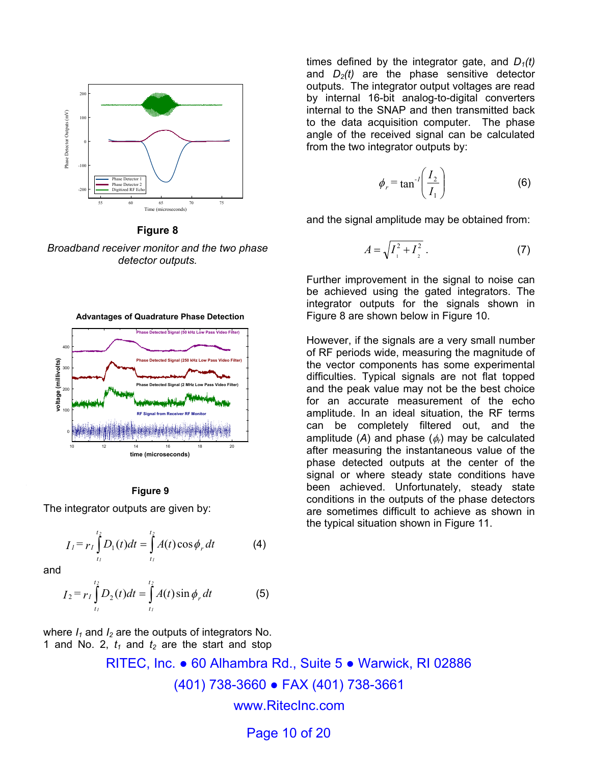**Figure 8**

*Broadband receiver monitor and the two phase detector outputs.*

**Figure 9**

The integrator outputs are given by:

$$I_1 = r_I \int_{t_1}^{t_2} D_1(t)dt = \int_{t_1}^{t_2} A(t)\cos\phi_r\,dt \qquad (4)$$

and

$$I_2 = r_I \int_{t_1}^{t_2} D_2(t)dt = \int_{t_1}^{t_2} A(t)\sin\phi_r\,dt \qquad (5)$$

where $I_1$ and $I_2$ are the outputs of integrators No. 1 and No. 2, $t_1$ and $t_2$ are the start and stop times defined by the integrator gate, and $D_1(t)$ and $D_2(t)$ are the phase sensitive detector outputs. The integrator output voltages are read by internal 16-bit analog-to-digital converters internal to the SNAP and then transmitted back to the data acquisition computer. The phase angle of the received signal can be calculated from the two integrator outputs by:

$$\phi_r = \tan^{-1}\left(\frac{I_2}{I_1}\right) \qquad (6)$$

and the signal amplitude may be obtained from:

$$A = \sqrt{I_1^2 + I_2^2}\,. \qquad (7)$$

Further improvement in the signal to noise can be achieved using the gated integrators. The integrator outputs for the signals shown in Figure 8 are shown below in Figure 10.

However, if the signals are a very small number of RF periods wide, measuring the magnitude of the vector components has some experimental difficulties. Typical signals are not flat topped and the peak value may not be the best choice for an accurate measurement of the echo amplitude. In an ideal situation, the RF terms can be completely filtered out, and the amplitude ($A$) and phase ($\phi_r$) may be calculated after measuring the instantaneous value of the phase detected outputs at the center of the signal or where steady state conditions have been achieved. Unfortunately, steady state conditions in the outputs of the phase detectors are sometimes difficult to achieve as shown in the typical situation shown in Figure 11.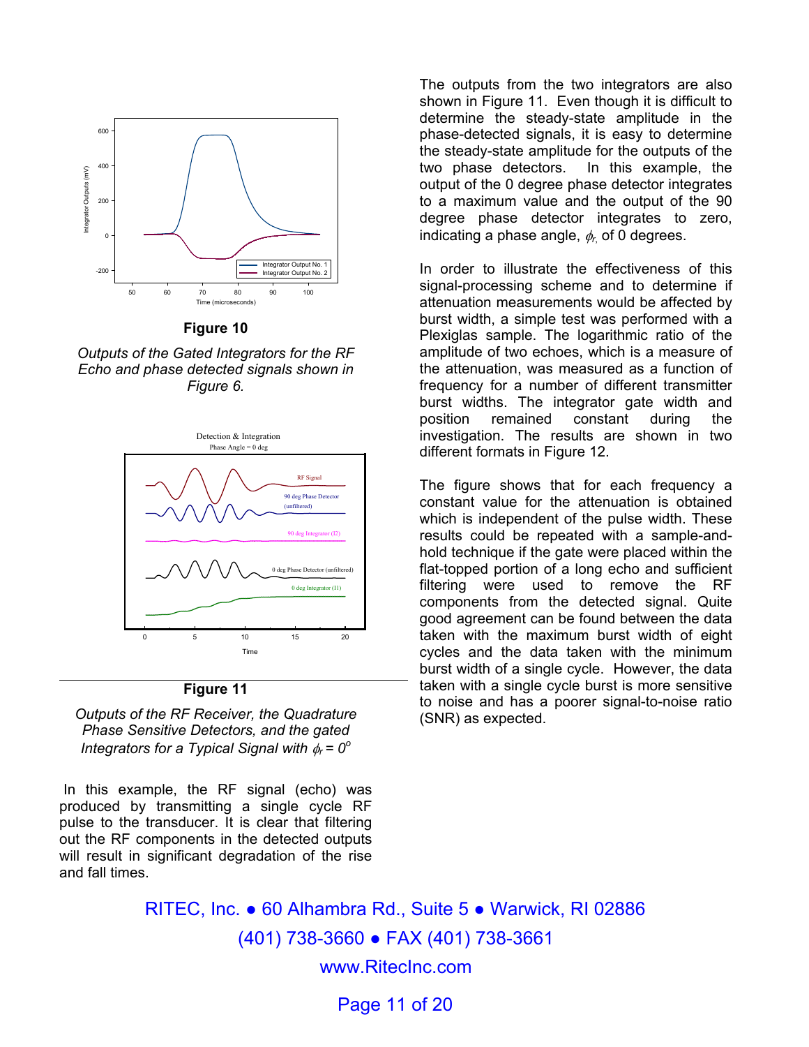**Figure 10**

*Outputs of the Gated Integrators for the RF Echo and phase detected signals shown in Figure 6.*

**Figure 11**

*Outputs of the RF Receiver, the Quadrature Phase Sensitive Detectors, and the gated Integrators for a Typical Signal with $\phi_r = 0^o$*

In this example, the RF signal (echo) was produced by transmitting a single cycle RF pulse to the transducer. It is clear that filtering out the RF components in the detected outputs will result in significant degradation of the rise and fall times.

The outputs from the two integrators are also shown in Figure 11. Even though it is difficult to determine the steady-state amplitude in the phase-detected signals, it is easy to determine the steady-state amplitude for the outputs of the two phase detectors. In this example, the output of the 0 degree phase detector integrates to a maximum value and the output of the 90 degree phase detector integrates to zero, indicating a phase angle, $\phi_r$, of 0 degrees.

In order to illustrate the effectiveness of this signal-processing scheme and to determine if attenuation measurements would be affected by burst width, a simple test was performed with a Plexiglas sample. The logarithmic ratio of the amplitude of two echoes, which is a measure of the attenuation, was measured as a function of frequency for a number of different transmitter burst widths. The integrator gate width and position remained constant during the investigation. The results are shown in two different formats in Figure 12.

The figure shows that for each frequency a constant value for the attenuation is obtained which is independent of the pulse width. These results could be repeated with a sample-and-hold technique if the gate were placed within the flat-topped portion of a long echo and sufficient filtering were used to remove the RF components from the detected signal. Quite good agreement can be found between the data taken with the maximum burst width of eight cycles and the data taken with the minimum burst width of a single cycle. However, the data taken with a single cycle burst is more sensitive to noise and has a poorer signal-to-noise ratio (SNR) as expected.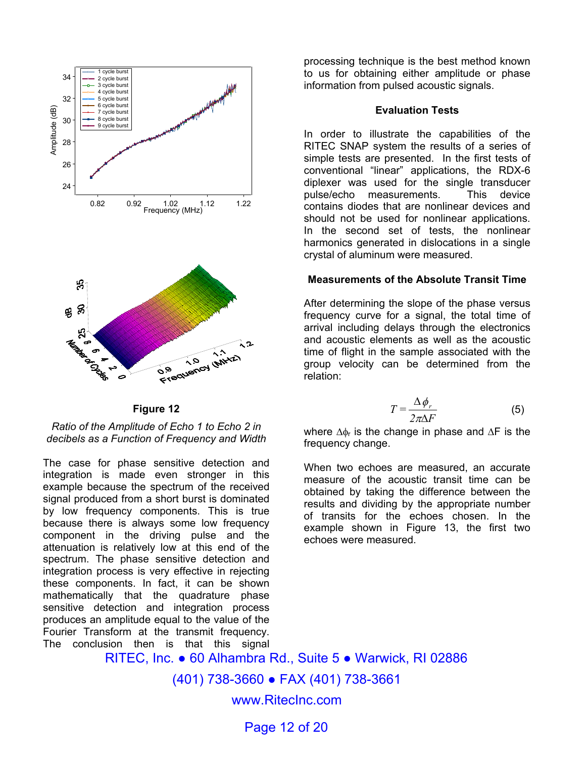**Figure 12**

*Ratio of the Amplitude of Echo 1 to Echo 2 in decibels as a Function of Frequency and Width*

The case for phase sensitive detection and integration is made even stronger in this example because the spectrum of the received signal produced from a short burst is dominated by low frequency components. This is true because there is always some low frequency component in the driving pulse and the attenuation is relatively low at this end of the spectrum. The phase sensitive detection and integration process is very effective in rejecting these components. In fact, it can be shown mathematically that the quadrature phase sensitive detection and integration process produces an amplitude equal to the value of the Fourier Transform at the transmit frequency. The conclusion then is that this signal processing technique is the best method known to us for obtaining either amplitude or phase information from pulsed acoustic signals.

### Evaluation Tests

In order to illustrate the capabilities of the RITEC SNAP system the results of a series of simple tests are presented. In the first tests of conventional "linear" applications, the RDX-6 diplexer was used for the single transducer pulse/echo measurements. This device contains diodes that are nonlinear devices and should not be used for nonlinear applications. In the second set of tests, the nonlinear harmonics generated in dislocations in a single crystal of aluminum were measured.

### Measurements of the Absolute Transit Time

After determining the slope of the phase versus frequency curve for a signal, the total time of arrival including delays through the electronics and acoustic elements as well as the acoustic time of flight in the sample associated with the group velocity can be determined from the relation:

$$T = \frac{\Delta \phi_r}{2\pi \Delta F} \qquad (5)$$

where $\Delta\phi_r$ is the change in phase and $\Delta F$ is the frequency change.

When two echoes are measured, an accurate measure of the acoustic transit time can be obtained by taking the difference between the results and dividing by the appropriate number of transits for the echoes chosen. In the example shown in Figure 13, the first two echoes were measured.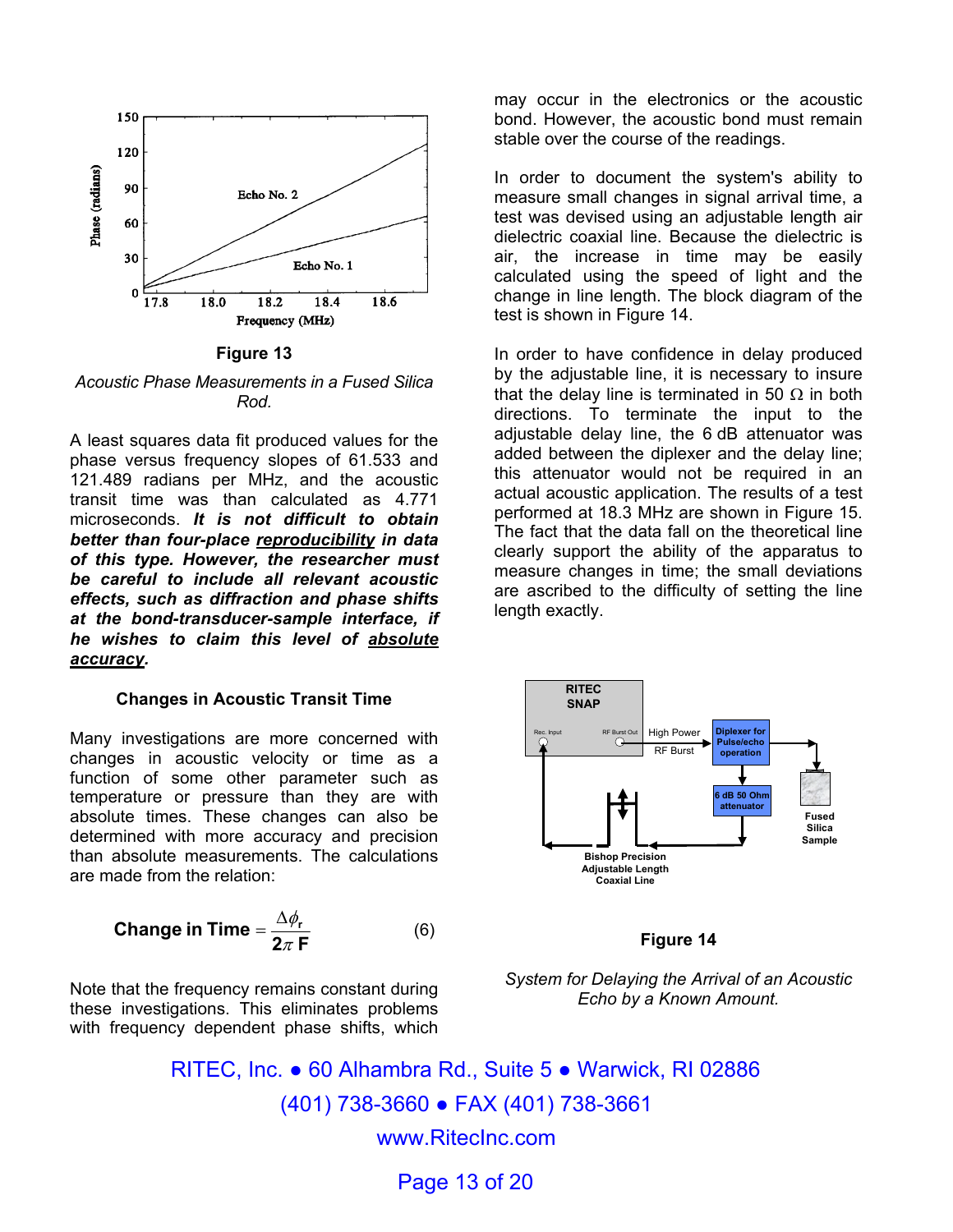**Figure 13**

*Acoustic Phase Measurements in a Fused Silica Rod.*

A least squares data fit produced values for the phase versus frequency slopes of 61.533 and 121.489 radians per MHz, and the acoustic transit time was than calculated as 4.771 microseconds. ***It is not difficult to obtain better than four-place <u>reproducibility</u> in data of this type. However, the researcher must be careful to include all relevant acoustic effects, such as diffraction and phase shifts at the bond-transducer-sample interface, if he wishes to claim this level of <u>absolute accuracy</u>.***

### Changes in Acoustic Transit Time

Many investigations are more concerned with changes in acoustic velocity or time as a function of some other parameter such as temperature or pressure than they are with absolute times. These changes can also be determined with more accuracy and precision than absolute measurements. The calculations are made from the relation:

$$\textbf{Change in Time} = \frac{\Delta \phi_r}{2\pi \, \mathbf{F}} \qquad (6)$$

Note that the frequency remains constant during these investigations. This eliminates problems with frequency dependent phase shifts, which may occur in the electronics or the acoustic bond. However, the acoustic bond must remain stable over the course of the readings.

In order to document the system's ability to measure small changes in signal arrival time, a test was devised using an adjustable length air dielectric coaxial line. Because the dielectric is air, the increase in time may be easily calculated using the speed of light and the change in line length. The block diagram of the test is shown in Figure 14.

In order to have confidence in delay produced by the adjustable line, it is necessary to insure that the delay line is terminated in 50 Ω in both directions. To terminate the input to the adjustable delay line, the 6 dB attenuator was added between the diplexer and the delay line; this attenuator would not be required in an actual acoustic application. The results of a test performed at 18.3 MHz are shown in Figure 15. The fact that the data fall on the theoretical line clearly support the ability of the apparatus to measure changes in time; the small deviations are ascribed to the difficulty of setting the line length exactly.

**Figure 14**

*System for Delaying the Arrival of an Acoustic Echo by a Known Amount.*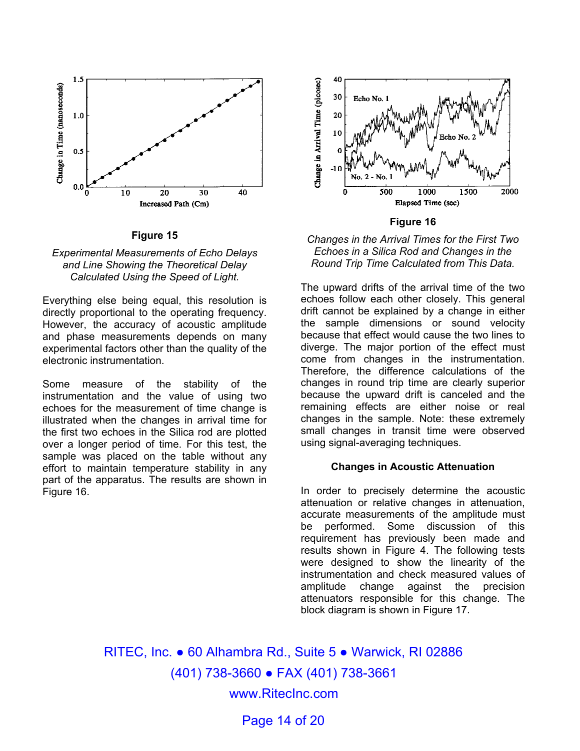**Figure 15**

*Experimental Measurements of Echo Delays and Line Showing the Theoretical Delay Calculated Using the Speed of Light.*

Everything else being equal, this resolution is directly proportional to the operating frequency. However, the accuracy of acoustic amplitude and phase measurements depends on many experimental factors other than the quality of the electronic instrumentation.

Some measure of the stability of the instrumentation and the value of using two echoes for the measurement of time change is illustrated when the changes in arrival time for the first two echoes in the Silica rod are plotted over a longer period of time. For this test, the sample was placed on the table without any effort to maintain temperature stability in any part of the apparatus. The results are shown in Figure 16.

**Figure 16**

*Changes in the Arrival Times for the First Two Echoes in a Silica Rod and Changes in the Round Trip Time Calculated from This Data.*

The upward drifts of the arrival time of the two echoes follow each other closely. This general drift cannot be explained by a change in either the sample dimensions or sound velocity because that effect would cause the two lines to diverge. The major portion of the effect must come from changes in the instrumentation. Therefore, the difference calculations of the changes in round trip time are clearly superior because the upward drift is canceled and the remaining effects are either noise or real changes in the sample. Note: these extremely small changes in transit time were observed using signal-averaging techniques.

### Changes in Acoustic Attenuation

In order to precisely determine the acoustic attenuation or relative changes in attenuation, accurate measurements of the amplitude must be performed. Some discussion of this requirement has previously been made and results shown in Figure 4. The following tests were designed to show the linearity of the instrumentation and check measured values of amplitude change against the precision attenuators responsible for this change. The block diagram is shown in Figure 17.

RITEC, Inc. ● 60 Alhambra Rd., Suite 5 ● Warwick, RI 02886
(401) 738-3660 ● FAX (401) 738-3661
www.RitecInc.com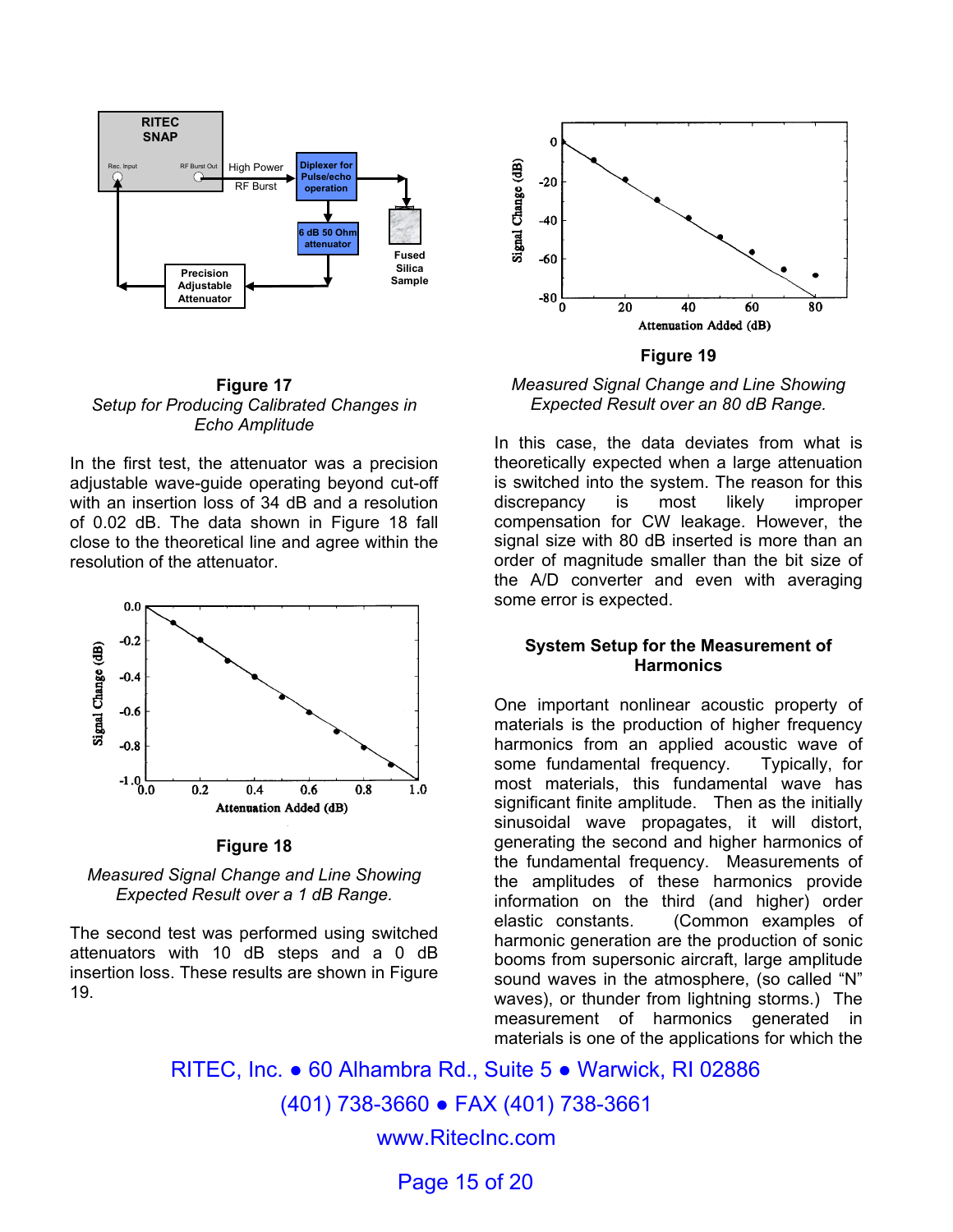**Figure 17**

*Setup for Producing Calibrated Changes in Echo Amplitude*

In the first test, the attenuator was a precision adjustable wave-guide operating beyond cut-off with an insertion loss of 34 dB and a resolution of 0.02 dB. The data shown in Figure 18 fall close to the theoretical line and agree within the resolution of the attenuator.

**Figure 18**

*Measured Signal Change and Line Showing Expected Result over a 1 dB Range.*

The second test was performed using switched attenuators with 10 dB steps and a 0 dB insertion loss. These results are shown in Figure 19.

**Figure 19**

*Measured Signal Change and Line Showing Expected Result over an 80 dB Range.*

In this case, the data deviates from what is theoretically expected when a large attenuation is switched into the system. The reason for this discrepancy is most likely improper compensation for CW leakage. However, the signal size with 80 dB inserted is more than an order of magnitude smaller than the bit size of the A/D converter and even with averaging some error is expected.

## System Setup for the Measurement of Harmonics

One important nonlinear acoustic property of materials is the production of higher frequency harmonics from an applied acoustic wave of some fundamental frequency. Typically, for most materials, this fundamental wave has significant finite amplitude. Then as the initially sinusoidal wave propagates, it will distort, generating the second and higher harmonics of the fundamental frequency. Measurements of the amplitudes of these harmonics provide information on the third (and higher) order elastic constants. (Common examples of harmonic generation are the production of sonic booms from supersonic aircraft, large amplitude sound waves in the atmosphere, (so called "N" waves), or thunder from lightning storms.) The measurement of harmonics generated in materials is one of the applications for which the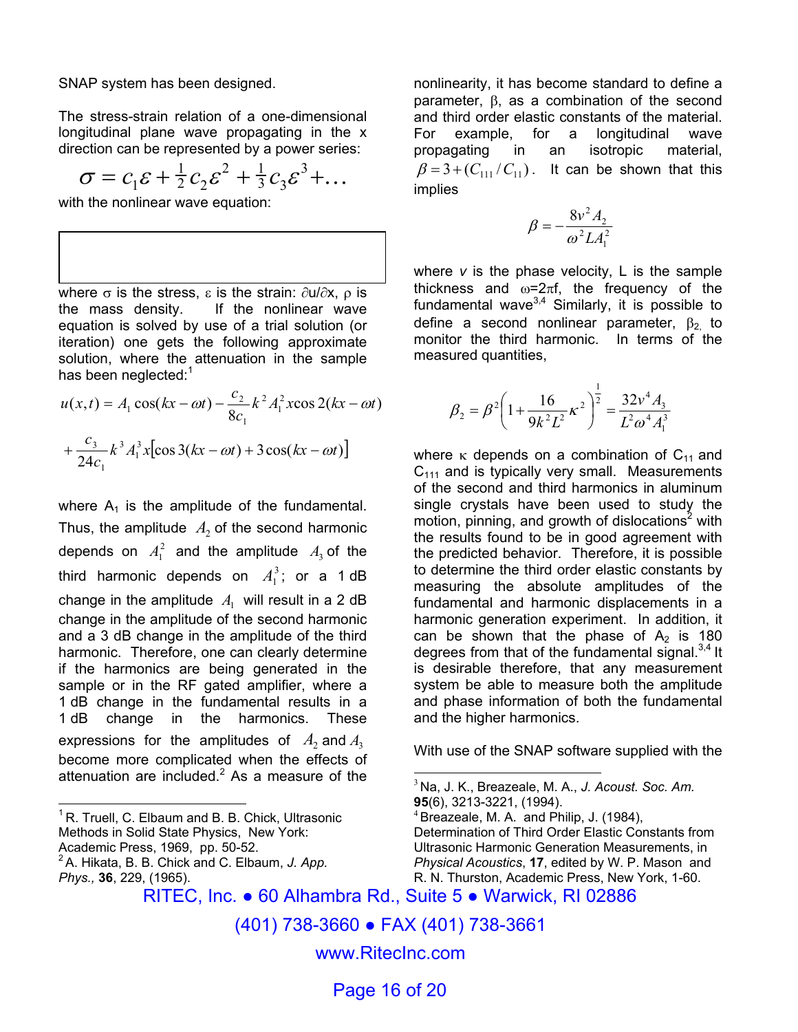SNAP system has been designed.

The stress-strain relation of a one-dimensional longitudinal plane wave propagating in the x direction can be represented by a power series:

$$\sigma = c_1\varepsilon + \tfrac{1}{2}c_2\varepsilon^2 + \tfrac{1}{3}c_3\varepsilon^3 + \ldots$$

with the nonlinear wave equation:

where σ is the stress, ε is the strain: ∂u/∂x, ρ is the mass density. If the nonlinear wave equation is solved by use of a trial solution (or iteration) one gets the following approximate solution, where the attenuation in the sample has been neglected:[1]

$$u(x,t) = A_1\cos(kx-\omega t) - \frac{c_2}{8c_1}k^2A_1^2x\cos 2(kx-\omega t)$$

$$+\frac{c_3}{24c_1}k^3A_1^3x\left[\cos 3(kx-\omega t) + 3\cos(kx-\omega t)\right]$$

where $A_1$ is the amplitude of the fundamental. Thus, the amplitude $A_2$ of the second harmonic depends on $A_1^2$ and the amplitude $A_3$ of the third harmonic depends on $A_1^3$; or a 1 dB change in the amplitude $A_1$ will result in a 2 dB change in the amplitude of the second harmonic and a 3 dB change in the amplitude of the third harmonic. Therefore, one can clearly determine if the harmonics are being generated in the sample or in the RF gated amplifier, where a 1 dB change in the fundamental results in a 1 dB change in the harmonics. These expressions for the amplitudes of $A_2$ and $A_3$ become more complicated when the effects of attenuation are included.[2] As a measure of the nonlinearity, it has become standard to define a parameter, β, as a combination of the second and third order elastic constants of the material. For example, for a longitudinal wave propagating in an isotropic material, $\beta = 3 + (C_{111}/C_{11})$. It can be shown that this implies

$$\beta = -\frac{8v^2A_2}{\omega^2LA_1^2}$$

where *v* is the phase velocity, L is the sample thickness and ω=2πf, the frequency of the fundamental wave[3,4] Similarly, it is possible to define a second nonlinear parameter, $\beta_2$, to monitor the third harmonic. In terms of the measured quantities,

$$\beta_2 = \beta^2\left(1+\frac{16}{9k^2L^2}\kappa^2\right)^{\frac{1}{2}} = \frac{32v^4A_3}{L^2\omega^4A_1^3}$$

where κ depends on a combination of $C_{11}$ and $C_{111}$ and is typically very small. Measurements of the second and third harmonics in aluminum single crystals have been used to study the motion, pinning, and growth of dislocations[2] with the results found to be in good agreement with the predicted behavior. Therefore, it is possible to determine the third order elastic constants by measuring the absolute amplitudes of the fundamental and harmonic displacements in a harmonic generation experiment. In addition, it can be shown that the phase of $A_2$ is 180 degrees from that of the fundamental signal.[3,4] It is desirable therefore, that any measurement system be able to measure both the amplitude and phase information of both the fundamental and the higher harmonics.

With use of the SNAP software supplied with the

---

[1] R. Truell, C. Elbaum and B. B. Chick, Ultrasonic Methods in Solid State Physics, New York: Academic Press, 1969, pp. 50-52.

[2] A. Hikata, B. B. Chick and C. Elbaum, *J. App. Phys.,* **36**, 229, (1965).

[3] Na, J. K., Breazeale, M. A., *J. Acoust. Soc. Am.* **95**(6), 3213-3221, (1994).

[4] Breazeale, M. A. and Philip, J. (1984), Determination of Third Order Elastic Constants from Ultrasonic Harmonic Generation Measurements, in *Physical Acoustics*, **17**, edited by W. P. Mason and R. N. Thurston, Academic Press, New York, 1-60.

RITEC, Inc. ● 60 Alhambra Rd., Suite 5 ● Warwick, RI 02886

(401) 738-3660 ● FAX (401) 738-3661

www.RitecInc.com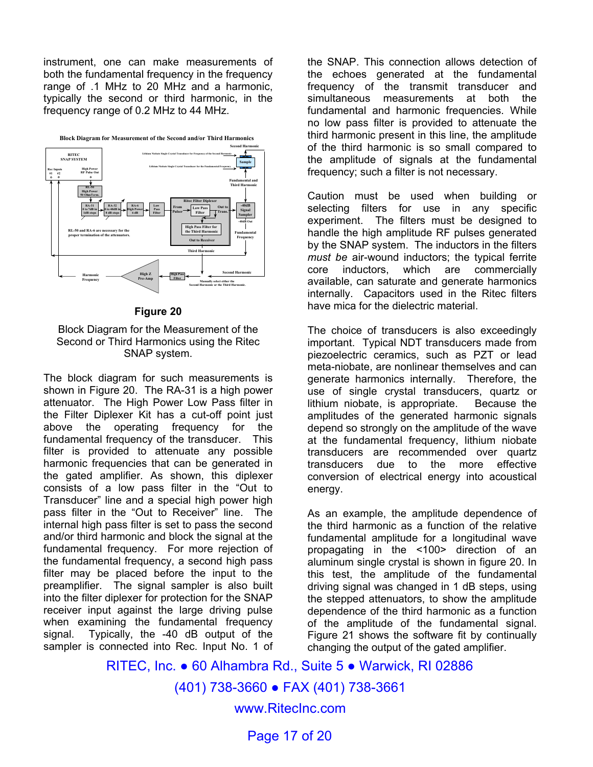instrument, one can make measurements of both the fundamental frequency in the frequency range of .1 MHz to 20 MHz and a harmonic, typically the second or third harmonic, in the frequency range of 0.2 MHz to 44 MHz.

**Figure 20**

Block Diagram for the Measurement of the Second or Third Harmonics using the Ritec SNAP system.

The block diagram for such measurements is shown in Figure 20. The RA-31 is a high power attenuator. The High Power Low Pass filter in the Filter Diplexer Kit has a cut-off point just above the operating frequency for the fundamental frequency of the transducer. This filter is provided to attenuate any possible harmonic frequencies that can be generated in the gated amplifier. As shown, this diplexer consists of a low pass filter in the "Out to Transducer" line and a special high power high pass filter in the "Out to Receiver" line. The internal high pass filter is set to pass the second and/or third harmonic and block the signal at the fundamental frequency. For more rejection of the fundamental frequency, a second high pass filter may be placed before the input to the preamplifier. The signal sampler is also built into the filter diplexer for protection for the SNAP receiver input against the large driving pulse when examining the fundamental frequency signal. Typically, the -40 dB output of the sampler is connected into Rec. Input No. 1 of the SNAP. This connection allows detection of the echoes generated at the fundamental frequency of the transmit transducer and simultaneous measurements at both the fundamental and harmonic frequencies. While no low pass filter is provided to attenuate the third harmonic present in this line, the amplitude of the third harmonic is so small compared to the amplitude of signals at the fundamental frequency; such a filter is not necessary.

Caution must be used when building or selecting filters for use in any specific experiment. The filters must be designed to handle the high amplitude RF pulses generated by the SNAP system. The inductors in the filters *must be* air-wound inductors; the typical ferrite core inductors, which are commercially available, can saturate and generate harmonics internally. Capacitors used in the Ritec filters have mica for the dielectric material.

The choice of transducers is also exceedingly important. Typical NDT transducers made from piezoelectric ceramics, such as PZT or lead meta-niobate, are nonlinear themselves and can generate harmonics internally. Therefore, the use of single crystal transducers, quartz or lithium niobate, is appropriate. Because the amplitudes of the generated harmonic signals depend so strongly on the amplitude of the wave at the fundamental frequency, lithium niobate transducers are recommended over quartz transducers due to the more effective conversion of electrical energy into acoustical energy.

As an example, the amplitude dependence of the third harmonic as a function of the relative fundamental amplitude for a longitudinal wave propagating in the <100> direction of an aluminum single crystal is shown in figure 20. In this test, the amplitude of the fundamental driving signal was changed in 1 dB steps, using the stepped attenuators, to show the amplitude dependence of the third harmonic as a function of the amplitude of the fundamental signal. Figure 21 shows the software fit by continually changing the output of the gated amplifier.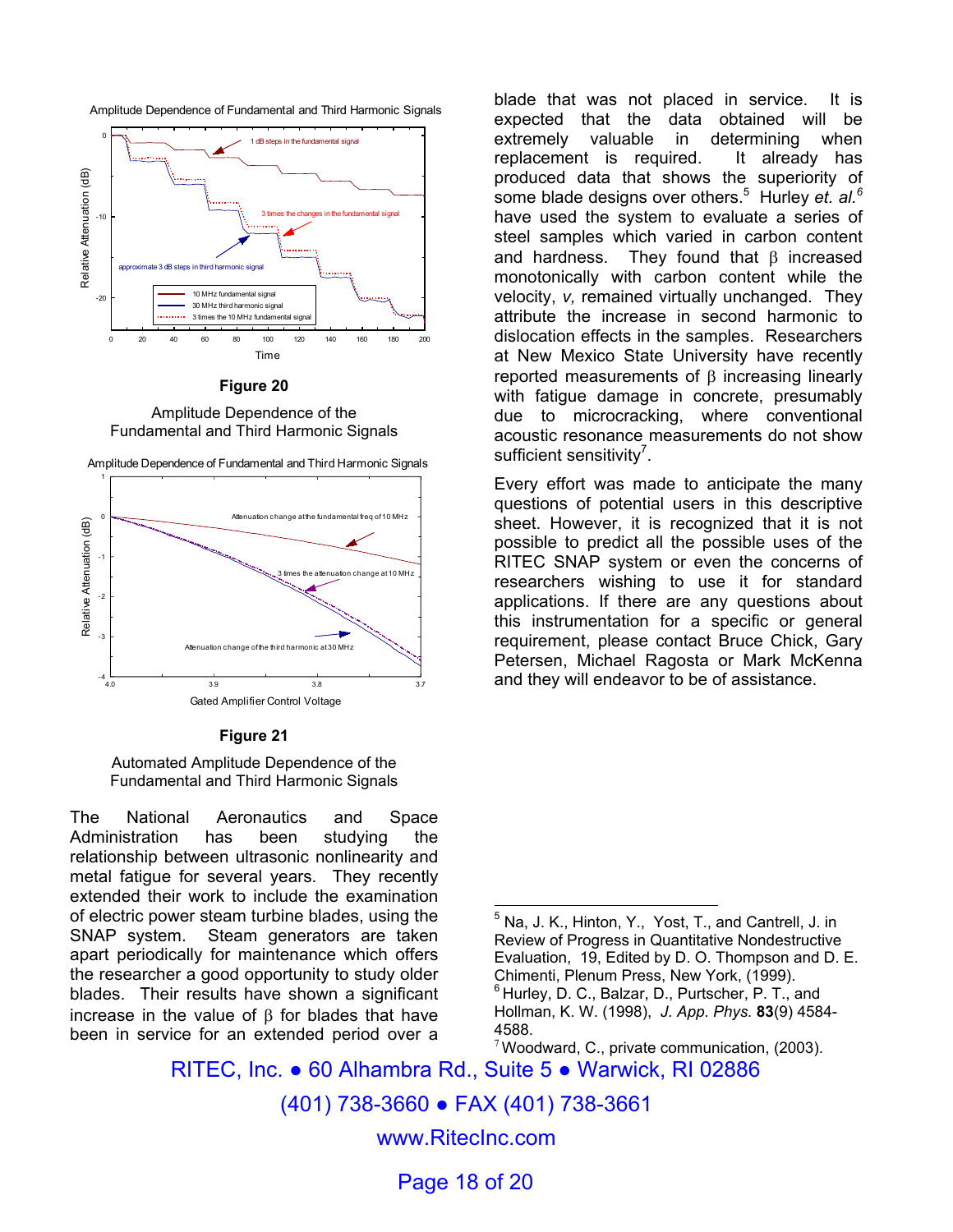**Figure 20**

Amplitude Dependence of the Fundamental and Third Harmonic Signals

**Figure 21**

Automated Amplitude Dependence of the Fundamental and Third Harmonic Signals

The National Aeronautics and Space Administration has been studying the relationship between ultrasonic nonlinearity and metal fatigue for several years. They recently extended their work to include the examination of electric power steam turbine blades, using the SNAP system. Steam generators are taken apart periodically for maintenance which offers the researcher a good opportunity to study older blades. Their results have shown a significant increase in the value of $\beta$ for blades that have been in service for an extended period over a blade that was not placed in service. It is expected that the data obtained will be extremely valuable in determining when replacement is required. It already has produced data that shows the superiority of some blade designs over others.[5] Hurley *et. al.*[6] have used the system to evaluate a series of steel samples which varied in carbon content and hardness. They found that $\beta$ increased monotonically with carbon content while the velocity, $v$, remained virtually unchanged. They attribute the increase in second harmonic to dislocation effects in the samples. Researchers at New Mexico State University have recently reported measurements of $\beta$ increasing linearly with fatigue damage in concrete, presumably due to microcracking, where conventional acoustic resonance measurements do not show sufficient sensitivity[7].

Every effort was made to anticipate the many questions of potential users in this descriptive sheet. However, it is recognized that it is not possible to predict all the possible uses of the RITEC SNAP system or even the concerns of researchers wishing to use it for standard applications. If there are any questions about this instrumentation for a specific or general requirement, please contact Bruce Chick, Gary Petersen, Michael Ragosta or Mark McKenna and they will endeavor to be of assistance.

---

[5] Na, J. K., Hinton, Y., Yost, T., and Cantrell, J. in Review of Progress in Quantitative Nondestructive Evaluation, 19, Edited by D. O. Thompson and D. E. Chimenti, Plenum Press, New York, (1999).

[6] Hurley, D. C., Balzar, D., Purtscher, P. T., and Hollman, K. W. (1998), *J. App. Phys.* **83**(9) 4584-4588.

[7] Woodward, C., private communication, (2003).

RITEC, Inc. ● 60 Alhambra Rd., Suite 5 ● Warwick, RI 02886

(401) 738-3660 ● FAX (401) 738-3661

www.RitecInc.com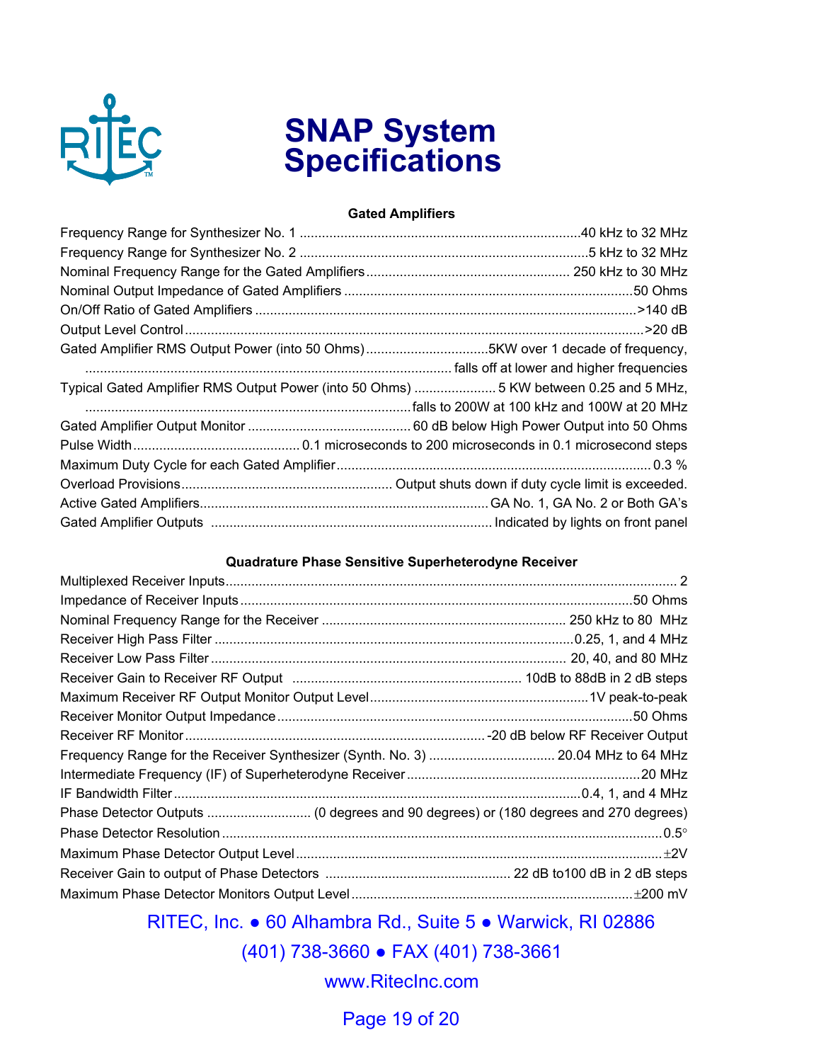# SNAP System Specifications

### Gated Amplifiers

| Specification | Value |
|---|---|
| Frequency Range for Synthesizer No. 1 | 40 kHz to 32 MHz |
| Frequency Range for Synthesizer No. 2 | 5 kHz to 32 MHz |
| Nominal Frequency Range for the Gated Amplifiers | 250 kHz to 30 MHz |
| Nominal Output Impedance of Gated Amplifiers | 50 Ohms |
| On/Off Ratio of Gated Amplifiers | >140 dB |
| Output Level Control | >20 dB |
| Gated Amplifier RMS Output Power (into 50 Ohms) | 5KW over 1 decade of frequency, falls off at lower and higher frequencies |
| Typical Gated Amplifier RMS Output Power (into 50 Ohms) | 5 KW between 0.25 and 5 MHz, falls to 200W at 100 kHz and 100W at 20 MHz |
| Gated Amplifier Output Monitor | 60 dB below High Power Output into 50 Ohms |
| Pulse Width | 0.1 microseconds to 200 microseconds in 0.1 microsecond steps |
| Maximum Duty Cycle for each Gated Amplifier | 0.3 % |
| Overload Provisions | Output shuts down if duty cycle limit is exceeded. |
| Active Gated Amplifiers | GA No. 1, GA No. 2 or Both GA's |
| Gated Amplifier Outputs | Indicated by lights on front panel |

### Quadrature Phase Sensitive Superheterodyne Receiver

| Specification | Value |
|---|---|
| Multiplexed Receiver Inputs | 2 |
| Impedance of Receiver Inputs | 50 Ohms |
| Nominal Frequency Range for the Receiver | 250 kHz to 80 MHz |
| Receiver High Pass Filter | 0.25, 1, and 4 MHz |
| Receiver Low Pass Filter | 20, 40, and 80 MHz |
| Receiver Gain to Receiver RF Output | 10dB to 88dB in 2 dB steps |
| Maximum Receiver RF Output Monitor Output Level | 1V peak-to-peak |
| Receiver Monitor Output Impedance | 50 Ohms |
| Receiver RF Monitor | -20 dB below RF Receiver Output |
| Frequency Range for the Receiver Synthesizer (Synth. No. 3) | 20.04 MHz to 64 MHz |
| Intermediate Frequency (IF) of Superheterodyne Receiver | 20 MHz |
| IF Bandwidth Filter | 0.4, 1, and 4 MHz |
| Phase Detector Outputs | (0 degrees and 90 degrees) or (180 degrees and 270 degrees) |
| Phase Detector Resolution | 0.5° |
| Maximum Phase Detector Output Level | ±2V |
| Receiver Gain to output of Phase Detectors | 22 dB to100 dB in 2 dB steps |
| Maximum Phase Detector Monitors Output Level | ±200 mV |

RITEC, Inc. ● 60 Alhambra Rd., Suite 5 ● Warwick, RI 02886

(401) 738-3660 ● FAX (401) 738-3661

www.RitecInc.com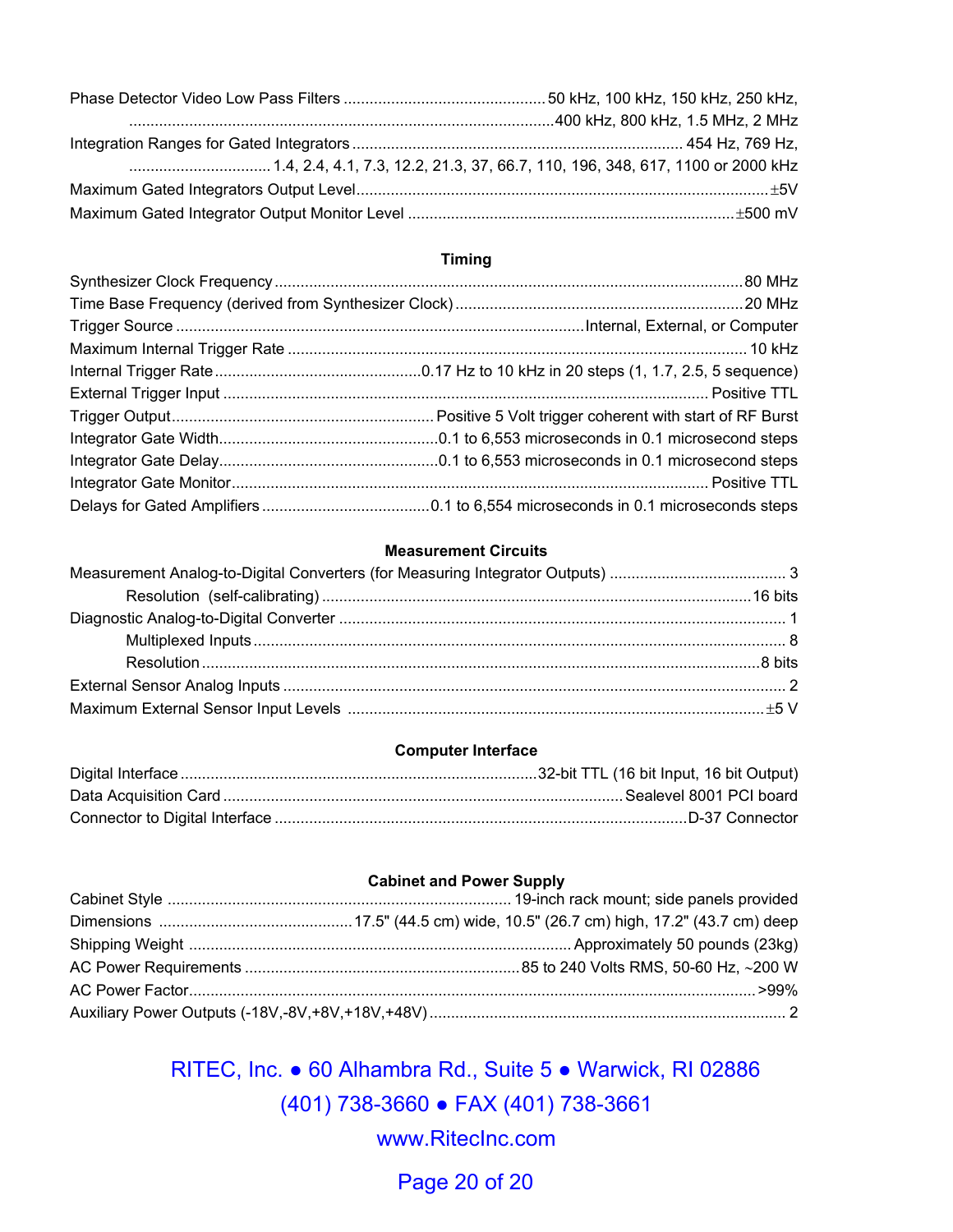Phase Detector Video Low Pass Filters ............................................ 50 kHz, 100 kHz, 150 kHz, 250 kHz, ..................................................................................................400 kHz, 800 kHz, 1.5 MHz, 2 MHz

Integration Ranges for Gated Integrators ........................................................................... 454 Hz, 769 Hz, ................................ 1.4, 2.4, 4.1, 7.3, 12.2, 21.3, 37, 66.7, 110, 196, 348, 617, 1100 or 2000 kHz

Maximum Gated Integrators Output Level.......................................................................................... ±5V

Maximum Gated Integrator Output Monitor Level .............................................................................±500 mV

**Timing**

Synthesizer Clock Frequency ..................................................................................................80 MHz

Time Base Frequency (derived from Synthesizer Clock) ..........................................................20 MHz

Trigger Source ...................................................................................Internal, External, or Computer

Maximum Internal Trigger Rate ........................................................................................... 10 kHz

Internal Trigger Rate ................................................0.17 Hz to 10 kHz in 20 steps (1, 1.7, 2.5, 5 sequence)

External Trigger Input ........................................................................................... Positive TTL

Trigger Output..............................................................Positive 5 Volt trigger coherent with start of RF Burst

Integrator Gate Width...................................................0.1 to 6,553 microseconds in 0.1 microsecond steps

Integrator Gate Delay...................................................0.1 to 6,553 microseconds in 0.1 microsecond steps

Integrator Gate Monitor............................................................................................... Positive TTL

Delays for Gated Amplifiers .......................................0.1 to 6,554 microseconds in 0.1 microseconds steps

**Measurement Circuits**

Measurement Analog-to-Digital Converters (for Measuring Integrator Outputs) ........................................ 3

Resolution (self-calibrating) ..................................................................................16 bits

Diagnostic Analog-to-Digital Converter ........................................................................................ 1

Multiplexed Inputs ........................................................................................................... 8

Resolution ..................................................................................................................8 bits

External Sensor Analog Inputs ..................................................................................................... 2

Maximum External Sensor Input Levels ...................................................................................±5 V

**Computer Interface**

Digital Interface ..................................................................32-bit TTL (16 bit Input, 16 bit Output)

Data Acquisition Card ........................................................................................Sealevel 8001 PCI board

Connector to Digital Interface .............................................................................................D-37 Connector

**Cabinet and Power Supply**

Cabinet Style ................................................................................ 19-inch rack mount; side panels provided

Dimensions ..........................................17.5" (44.5 cm) wide, 10.5" (26.7 cm) high, 17.2" (43.7 cm) deep

Shipping Weight ................................................................................Approximately 50 pounds (23kg)

AC Power Requirements ..........................................................................85 to 240 Volts RMS, 50-60 Hz, ~200 W

AC Power Factor.......................................................................................................................>99%

Auxiliary Power Outputs (-18V,-8V,+8V,+18V,+48V) ................................................................................ 2

RITEC, Inc. ● 60 Alhambra Rd., Suite 5 ● Warwick, RI 02886

(401) 738-3660 ● FAX (401) 738-3661

www.RitecInc.com